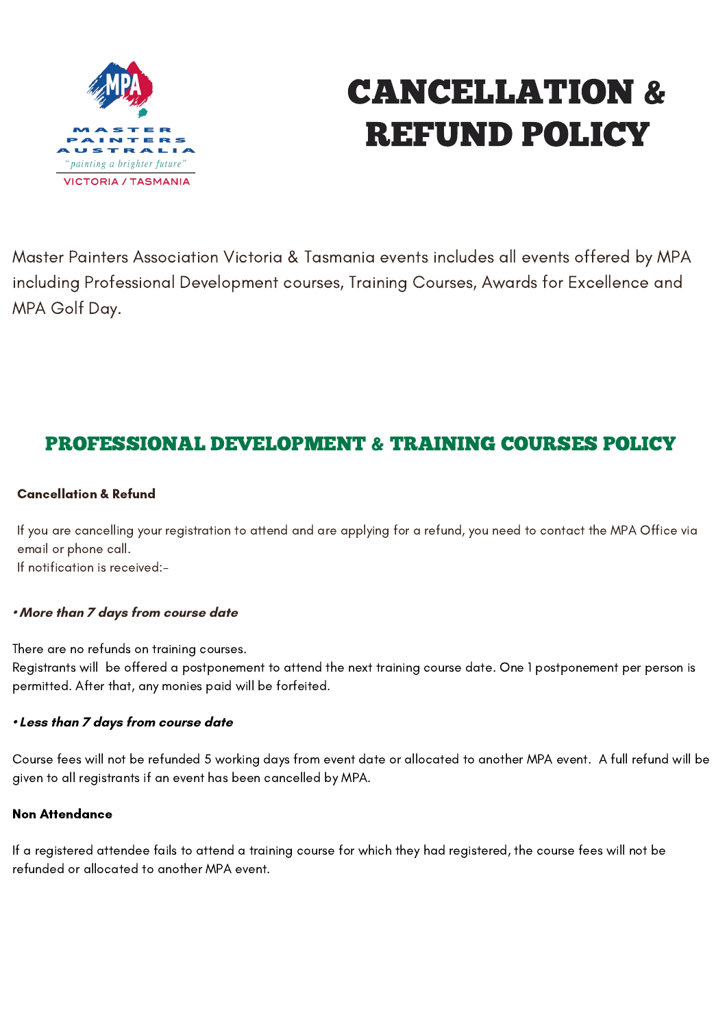MASTER PAINTERS AUSTRALIA

"painting a brighter future"

VICTORIA / TASMANIA

# CANCELLATION & REFUND POLICY

Master Painters Association Victoria & Tasmania events includes all events offered by MPA including Professional Development courses, Training Courses, Awards for Excellence and MPA Golf Day.

## PROFESSIONAL DEVELOPMENT & TRAINING COURSES POLICY

**Cancellation & Refund**

If you are cancelling your registration to attend and are applying for a refund, you need to contact the MPA Office via email or phone call.
If notification is received:-

***• More than 7 days from course date***

There are no refunds on training courses.
Registrants will be offered a postponement to attend the next training course date. One 1 postponement per person is permitted. After that, any monies paid will be forfeited.

***• Less than 7 days from course date***

Course fees will not be refunded 5 working days from event date or allocated to another MPA event. A full refund will be given to all registrants if an event has been cancelled by MPA.

**Non Attendance**

If a registered attendee fails to attend a training course for which they had registered, the course fees will not be refunded or allocated to another MPA event.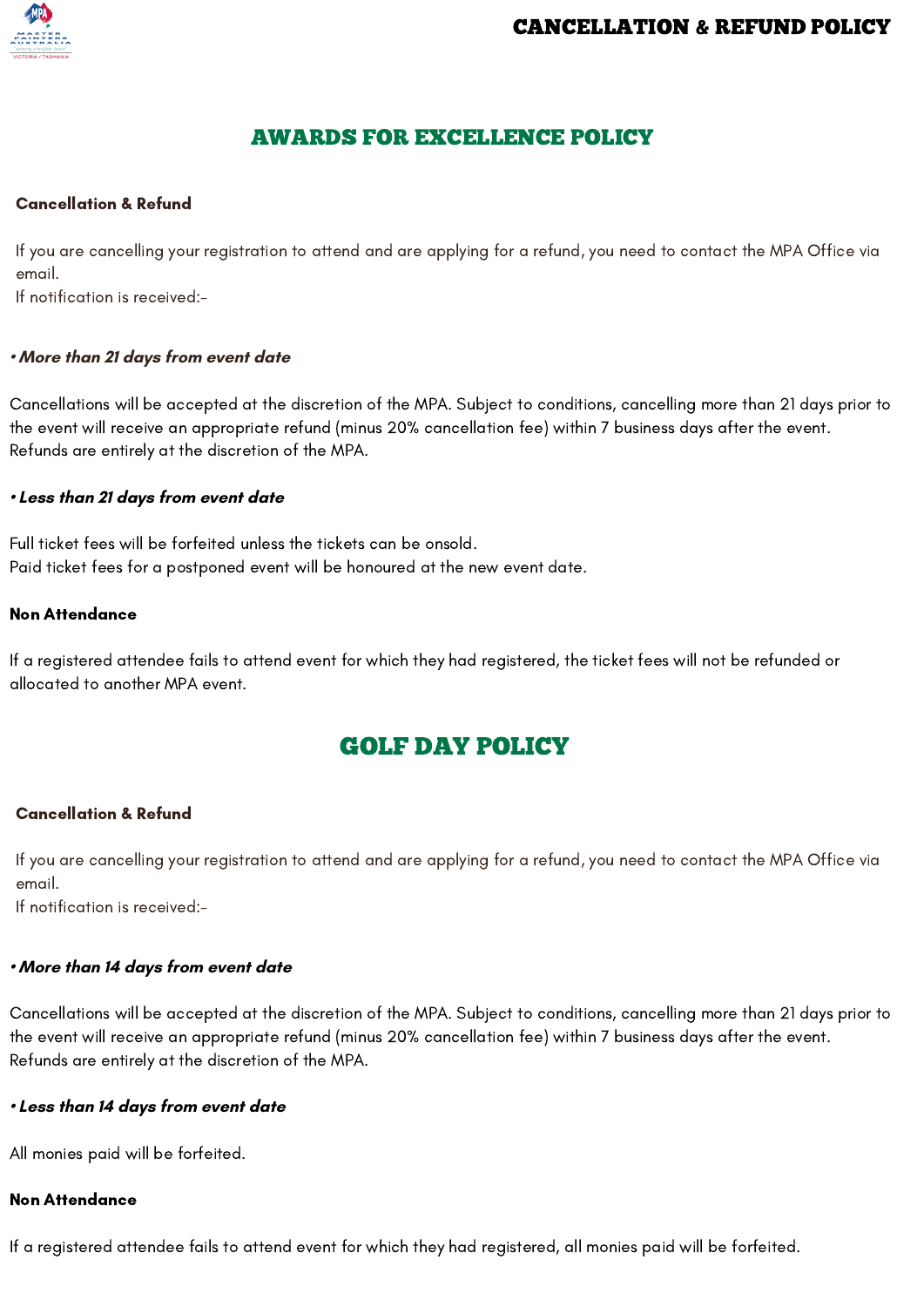# CANCELLATION & REFUND POLICY

## AWARDS FOR EXCELLENCE POLICY

**Cancellation & Refund**

If you are cancelling your registration to attend and are applying for a refund, you need to contact the MPA Office via email.
If notification is received:-

***• More than 21 days from event date***

Cancellations will be accepted at the discretion of the MPA. Subject to conditions, cancelling more than 21 days prior to the event will receive an appropriate refund (minus 20% cancellation fee) within 7 business days after the event. Refunds are entirely at the discretion of the MPA.

***• Less than 21 days from event date***

Full ticket fees will be forfeited unless the tickets can be onsold.
Paid ticket fees for a postponed event will be honoured at the new event date.

**Non Attendance**

If a registered attendee fails to attend event for which they had registered, the ticket fees will not be refunded or allocated to another MPA event.

## GOLF DAY POLICY

**Cancellation & Refund**

If you are cancelling your registration to attend and are applying for a refund, you need to contact the MPA Office via email.
If notification is received:-

***• More than 14 days from event date***

Cancellations will be accepted at the discretion of the MPA. Subject to conditions, cancelling more than 21 days prior to the event will receive an appropriate refund (minus 20% cancellation fee) within 7 business days after the event. Refunds are entirely at the discretion of the MPA.

***• Less than 14 days from event date***

All monies paid will be forfeited.

**Non Attendance**

If a registered attendee fails to attend event for which they had registered, all monies paid will be forfeited.